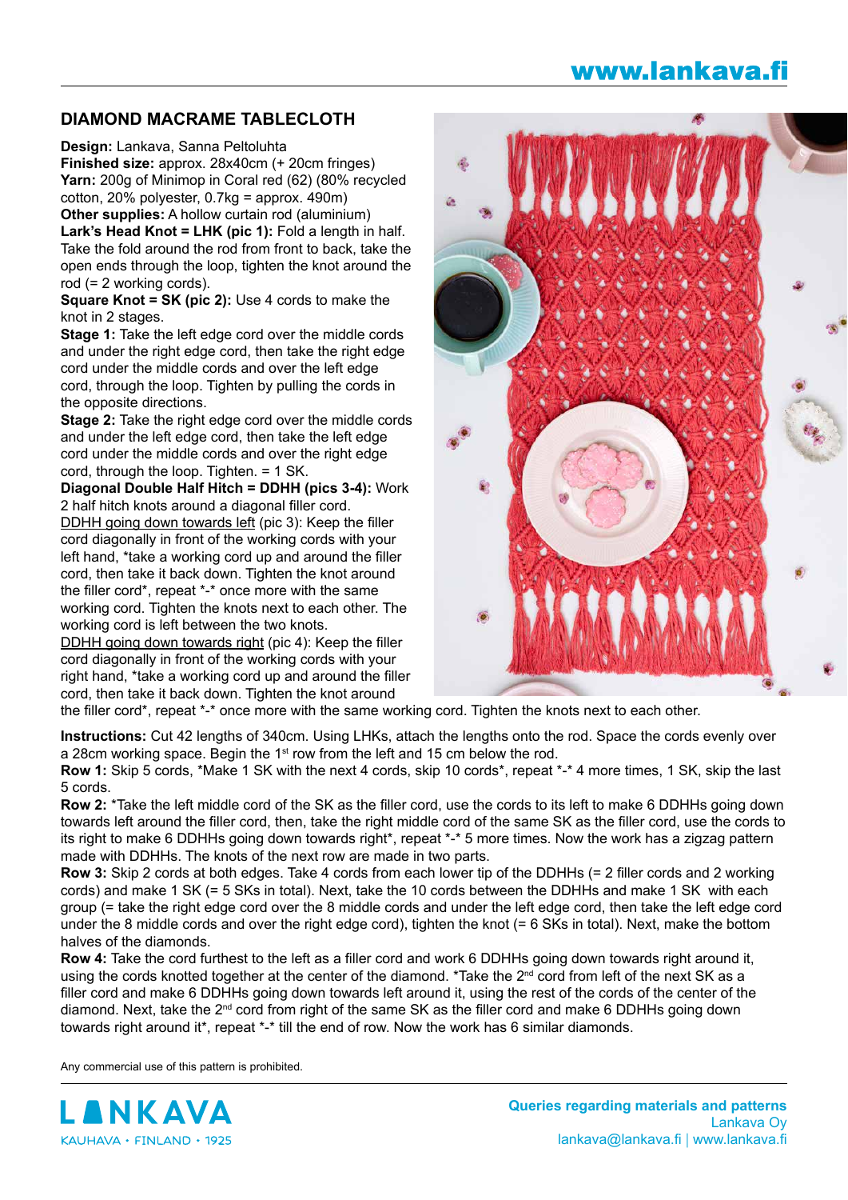## DIAMOND MACRAME TABLECLOTH

**Design:** Lankava, Sanna Peltoluhta
**Finished size:** approx. 28x40cm (+ 20cm fringes)
**Yarn:** 200g of Minimop in Coral red (62) (80% recycled cotton, 20% polyester, 0.7kg = approx. 490m)
**Other supplies:** A hollow curtain rod (aluminium)
**Lark's Head Knot = LHK (pic 1):** Fold a length in half. Take the fold around the rod from front to back, take the open ends through the loop, tighten the knot around the rod (= 2 working cords).
**Square Knot = SK (pic 2):** Use 4 cords to make the knot in 2 stages.
**Stage 1:** Take the left edge cord over the middle cords and under the right edge cord, then take the right edge cord under the middle cords and over the left edge cord, through the loop. Tighten by pulling the cords in the opposite directions.
**Stage 2:** Take the right edge cord over the middle cords and under the left edge cord, then take the left edge cord under the middle cords and over the right edge cord, through the loop. Tighten. = 1 SK.
**Diagonal Double Half Hitch = DDHH (pics 3-4):** Work 2 half hitch knots around a diagonal filler cord.
DDHH going down towards left (pic 3): Keep the filler cord diagonally in front of the working cords with your left hand, *take a working cord up and around the filler cord, then take it back down. Tighten the knot around the filler cord*, repeat *-* once more with the same working cord. Tighten the knots next to each other. The working cord is left between the two knots.
DDHH going down towards right (pic 4): Keep the filler cord diagonally in front of the working cords with your right hand, *take a working cord up and around the filler cord, then take it back down. Tighten the knot around the filler cord*, repeat *-* once more with the same working cord. Tighten the knots next to each other.

**Instructions:** Cut 42 lengths of 340cm. Using LHKs, attach the lengths onto the rod. Space the cords evenly over a 28cm working space. Begin the 1st row from the left and 15 cm below the rod.

**Row 1:** Skip 5 cords, *Make 1 SK with the next 4 cords, skip 10 cords*, repeat *-* 4 more times, 1 SK, skip the last 5 cords.

**Row 2:** *Take the left middle cord of the SK as the filler cord, use the cords to its left to make 6 DDHHs going down towards left around the filler cord, then, take the right middle cord of the same SK as the filler cord, use the cords to its right to make 6 DDHHs going down towards right*, repeat *-* 5 more times. Now the work has a zigzag pattern made with DDHHs. The knots of the next row are made in two parts.

**Row 3:** Skip 2 cords at both edges. Take 4 cords from each lower tip of the DDHHs (= 2 filler cords and 2 working cords) and make 1 SK (= 5 SKs in total). Next, take the 10 cords between the DDHHs and make 1 SK with each group (= take the right edge cord over the 8 middle cords and under the left edge cord, then take the left edge cord under the 8 middle cords and over the right edge cord), tighten the knot (= 6 SKs in total). Next, make the bottom halves of the diamonds.

**Row 4:** Take the cord furthest to the left as a filler cord and work 6 DDHHs going down towards right around it, using the cords knotted together at the center of the diamond. *Take the 2nd cord from left of the next SK as a filler cord and make 6 DDHHs going down towards left around it, using the rest of the cords of the center of the diamond. Next, take the 2nd cord from right of the same SK as the filler cord and make 6 DDHHs going down towards right around it*, repeat *-* till the end of row. Now the work has 6 similar diamonds.

Any commercial use of this pattern is prohibited.

LANKAVA
KAUHAVA • FINLAND • 1925

**Queries regarding materials and patterns**
Lankava Oy
lankava@lankava.fi | www.lankava.fi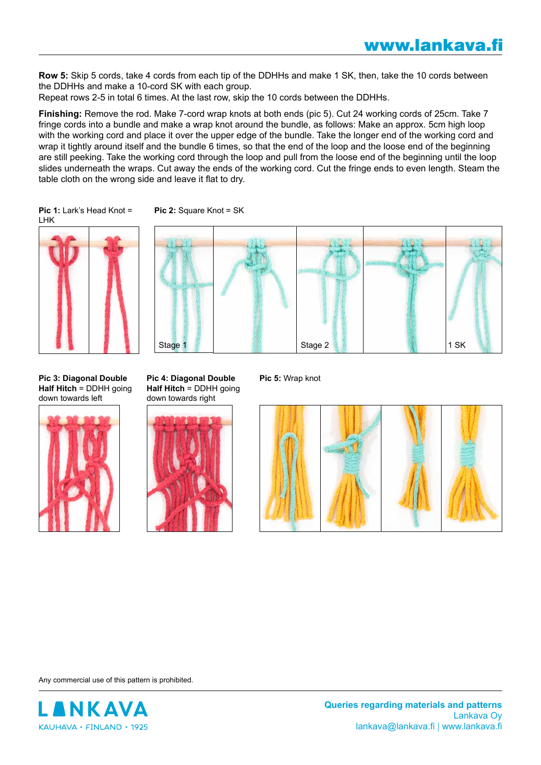**Row 5:** Skip 5 cords, take 4 cords from each tip of the DDHHs and make 1 SK, then, take the 10 cords between the DDHHs and make a 10-cord SK with each group.
Repeat rows 2-5 in total 6 times. At the last row, skip the 10 cords between the DDHHs.

**Finishing:** Remove the rod. Make 7-cord wrap knots at both ends (pic 5). Cut 24 working cords of 25cm. Take 7 fringe cords into a bundle and make a wrap knot around the bundle, as follows: Make an approx. 5cm high loop with the working cord and place it over the upper edge of the bundle. Take the longer end of the working cord and wrap it tightly around itself and the bundle 6 times, so that the end of the loop and the loose end of the beginning are still peeking. Take the working cord through the loop and pull from the loose end of the beginning until the loop slides underneath the wraps. Cut away the ends of the working cord. Cut the fringe ends to even length. Steam the table cloth on the wrong side and leave it flat to dry.

**Pic 1:** Lark's Head Knot = LHK

**Pic 2:** Square Knot = SK

Stage 1

Stage 2

1 SK

**Pic 3: Diagonal Double Half Hitch** = DDHH going down towards left

**Pic 4: Diagonal Double Half Hitch** = DDHH going down towards right

**Pic 5:** Wrap knot

Any commercial use of this pattern is prohibited.

LANKAVA
KAUHAVA • FINLAND • 1925

**Queries regarding materials and patterns**
Lankava Oy
lankava@lankava.fi | www.lankava.fi